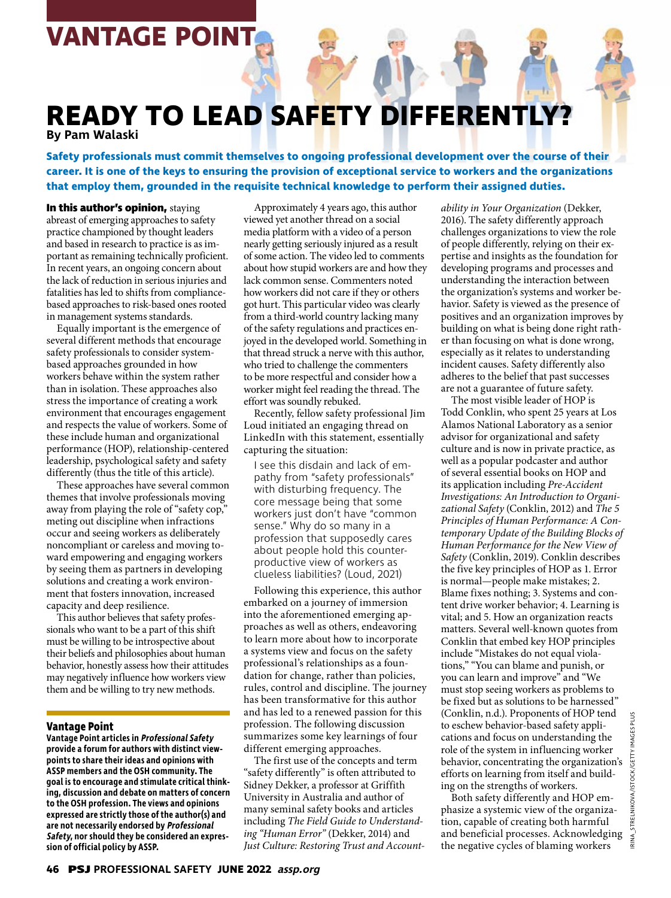# VANTAGE POINT

# READY TO LEAD SAFETY DIFFERENTLY?

**By Pam Walaski**

**Safety professionals must commit themselves to ongoing professional development over the course of their career. It is one of the keys to ensuring the provision of exceptional service to workers and the organizations that employ them, grounded in the requisite technical knowledge to perform their assigned duties.**

**In this author's opinion,** staying abreast of emerging approaches to safety practice championed by thought leaders and based in research to practice is as important as remaining technically proficient. In recent years, an ongoing concern about the lack of reduction in serious injuries and fatalities has led to shifts from compliance-based approaches to risk-based ones rooted in management systems standards.

Equally important is the emergence of several different methods that encourage safety professionals to consider system-based approaches grounded in how workers behave within the system rather than in isolation. These approaches also stress the importance of creating a work environment that encourages engagement and respects the value of workers. Some of these include human and organizational performance (HOP), relationship-centered leadership, psychological safety and safety differently (thus the title of this article).

These approaches have several common themes that involve professionals moving away from playing the role of "safety cop," meting out discipline when infractions occur and seeing workers as deliberately noncompliant or careless and moving toward empowering and engaging workers by seeing them as partners in developing solutions and creating a work environment that fosters innovation, increased capacity and deep resilience.

This author believes that safety professionals who want to be a part of this shift must be willing to be introspective about their beliefs and philosophies about human behavior, honestly assess how their attitudes may negatively influence how workers view them and be willing to try new methods.

Approximately 4 years ago, this author viewed yet another thread on a social media platform with a video of a person nearly getting seriously injured as a result of some action. The video led to comments about how stupid workers are and how they lack common sense. Commenters noted how workers did not care if they or others got hurt. This particular video was clearly from a third-world country lacking many of the safety regulations and practices enjoyed in the developed world. Something in that thread struck a nerve with this author, who tried to challenge the commenters to be more respectful and consider how a worker might feel reading the thread. The effort was soundly rebuked.

Recently, fellow safety professional Jim Loud initiated an engaging thread on LinkedIn with this statement, essentially capturing the situation:

> I see this disdain and lack of empathy from "safety professionals" with disturbing frequency. The core message being that some workers just don't have "common sense." Why do so many in a profession that supposedly cares about people hold this counterproductive view of workers as clueless liabilities? (Loud, 2021)

Following this experience, this author embarked on a journey of immersion into the aforementioned emerging approaches as well as others, endeavoring to learn more about how to incorporate a systems view and focus on the safety professional's relationships as a foundation for change, rather than policies, rules, control and discipline. The journey has been transformative for this author and has led to a renewed passion for this profession. The following discussion summarizes some key learnings of four different emerging approaches.

The first use of the concepts and term "safety differently" is often attributed to Sidney Dekker, a professor at Griffith University in Australia and author of many seminal safety books and articles including *The Field Guide to Understanding "Human Error"* (Dekker, 2014) and *Just Culture: Restoring Trust and Accountability in Your Organization* (Dekker, 2016). The safety differently approach challenges organizations to view the role of people differently, relying on their expertise and insights as the foundation for developing programs and processes and understanding the interaction between the organization's systems and worker behavior. Safety is viewed as the presence of positives and an organization improves by building on what is being done right rather than focusing on what is done wrong, especially as it relates to understanding incident causes. Safety differently also adheres to the belief that past successes are not a guarantee of future safety.

The most visible leader of HOP is Todd Conklin, who spent 25 years at Los Alamos National Laboratory as a senior advisor for organizational and safety culture and is now in private practice, as well as a popular podcaster and author of several essential books on HOP and its application including *Pre-Accident Investigations: An Introduction to Organizational Safety* (Conklin, 2012) and *The 5 Principles of Human Performance: A Contemporary Update of the Building Blocks of Human Performance for the New View of Safety* (Conklin, 2019). Conklin describes the five key principles of HOP as 1. Error is normal—people make mistakes; 2. Blame fixes nothing; 3. Systems and content drive worker behavior; 4. Learning is vital; and 5. How an organization reacts matters. Several well-known quotes from Conklin that embed key HOP principles include "Mistakes do not equal violations," "You can blame and punish, or you can learn and improve" and "We must stop seeing workers as problems to be fixed but as solutions to be harnessed" (Conklin, n.d.). Proponents of HOP tend to eschew behavior-based safety applications and focus on understanding the role of the system in influencing worker behavior, concentrating the organization's efforts on learning from itself and building on the strengths of workers.

Both safety differently and HOP emphasize a systemic view of the organization, capable of creating both harmful and beneficial processes. Acknowledging the negative cycles of blaming workers

---

**Vantage Point**

**Vantage Point articles in *Professional Safety* provide a forum for authors with distinct viewpoints to share their ideas and opinions with ASSP members and the OSH community. The goal is to encourage and stimulate critical thinking, discussion and debate on matters of concern to the OSH profession. The views and opinions expressed are strictly those of the author(s) and are not necessarily endorsed by *Professional Safety*, nor should they be considered an expression of official policy by ASSP.**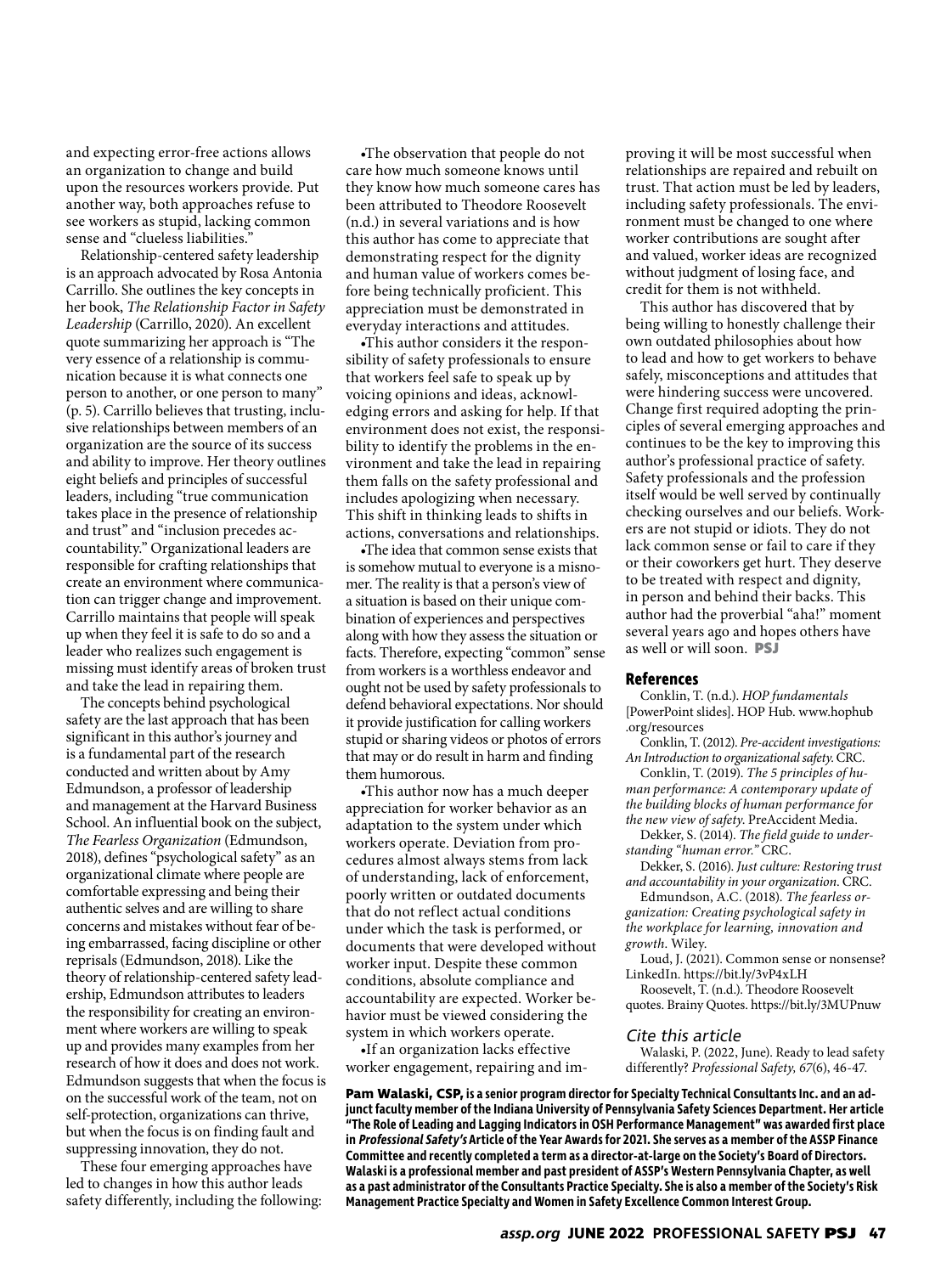and expecting error-free actions allows an organization to change and build upon the resources workers provide. Put another way, both approaches refuse to see workers as stupid, lacking common sense and "clueless liabilities."

Relationship-centered safety leadership is an approach advocated by Rosa Antonia Carrillo. She outlines the key concepts in her book, *The Relationship Factor in Safety Leadership* (Carrillo, 2020). An excellent quote summarizing her approach is "The very essence of a relationship is communication because it is what connects one person to another, or one person to many" (p. 5). Carrillo believes that trusting, inclusive relationships between members of an organization are the source of its success and ability to improve. Her theory outlines eight beliefs and principles of successful leaders, including "true communication takes place in the presence of relationship and trust" and "inclusion precedes accountability." Organizational leaders are responsible for crafting relationships that create an environment where communication can trigger change and improvement. Carrillo maintains that people will speak up when they feel it is safe to do so and a leader who realizes such engagement is missing must identify areas of broken trust and take the lead in repairing them.

The concepts behind psychological safety are the last approach that has been significant in this author's journey and is a fundamental part of the research conducted and written about by Amy Edmundson, a professor of leadership and management at the Harvard Business School. An influential book on the subject, *The Fearless Organization* (Edmundson, 2018), defines "psychological safety" as an organizational climate where people are comfortable expressing and being their authentic selves and are willing to share concerns and mistakes without fear of being embarrassed, facing discipline or other reprisals (Edmundson, 2018). Like the theory of relationship-centered safety leadership, Edmundson attributes to leaders the responsibility for creating an environment where workers are willing to speak up and provides many examples from her research of how it does and does not work. Edmundson suggests that when the focus is on the successful work of the team, not on self-protection, organizations can thrive, but when the focus is on finding fault and suppressing innovation, they do not.

These four emerging approaches have led to changes in how this author leads safety differently, including the following:

- The observation that people do not care how much someone knows until they know how much someone cares has been attributed to Theodore Roosevelt (n.d.) in several variations and is how this author has come to appreciate that demonstrating respect for the dignity and human value of workers comes before being technically proficient. This appreciation must be demonstrated in everyday interactions and attitudes.
- This author considers it the responsibility of safety professionals to ensure that workers feel safe to speak up by voicing opinions and ideas, acknowledging errors and asking for help. If that environment does not exist, the responsibility to identify the problems in the environment and take the lead in repairing them falls on the safety professional and includes apologizing when necessary. This shift in thinking leads to shifts in actions, conversations and relationships.
- The idea that common sense exists that is somehow mutual to everyone is a misnomer. The reality is that a person's view of a situation is based on their unique combination of experiences and perspectives along with how they assess the situation or facts. Therefore, expecting "common" sense from workers is a worthless endeavor and ought not be used by safety professionals to defend behavioral expectations. Nor should it provide justification for calling workers stupid or sharing videos or photos of errors that may or do result in harm and finding them humorous.
- This author now has a much deeper appreciation for worker behavior as an adaptation to the system under which workers operate. Deviation from procedures almost always stems from lack of understanding, lack of enforcement, poorly written or outdated documents that do not reflect actual conditions under which the task is performed, or documents that were developed without worker input. Despite these common conditions, absolute compliance and accountability are expected. Worker behavior must be viewed considering the system in which workers operate.
- If an organization lacks effective worker engagement, repairing and improving it will be most successful when relationships are repaired and rebuilt on trust. That action must be led by leaders, including safety professionals. The environment must be changed to one where worker contributions are sought after and valued, worker ideas are recognized without judgment of losing face, and credit for them is not withheld.

This author has discovered that by being willing to honestly challenge their own outdated philosophies about how to lead and how to get workers to behave safely, misconceptions and attitudes that were hindering success were uncovered. Change first required adopting the principles of several emerging approaches and continues to be the key to improving this author's professional practice of safety. Safety professionals and the profession itself would be well served by continually checking ourselves and our beliefs. Workers are not stupid or idiots. They do not lack common sense or fail to care if they or their coworkers get hurt. They deserve to be treated with respect and dignity, in person and behind their backs. This author had the proverbial "aha!" moment several years ago and hopes others have as well or will soon. **PSJ**

## References

Conklin, T. (n.d.). *HOP fundamentals* [PowerPoint slides]. HOP Hub. www.hophub.org/resources

Conklin, T. (2012). *Pre-accident investigations: An Introduction to organizational safety.* CRC.

Conklin, T. (2019). *The 5 principles of human performance: A contemporary update of the building blocks of human performance for the new view of safety.* PreAccident Media.

Dekker, S. (2014). *The field guide to understanding "human error."* CRC.

Dekker, S. (2016). *Just culture: Restoring trust and accountability in your organization.* CRC.

Edmundson, A.C. (2018). *The fearless organization: Creating psychological safety in the workplace for learning, innovation and growth.* Wiley.

Loud, J. (2021). Common sense or nonsense? LinkedIn. https://bit.ly/3vP4xLH

Roosevelt, T. (n.d.). Theodore Roosevelt quotes. Brainy Quotes. https://bit.ly/3MUPnuw

### Cite this article

Walaski, P. (2022, June). Ready to lead safety differently? *Professional Safety, 67*(6), 46-47.

**Pam Walaski, CSP, is a senior program director for Specialty Technical Consultants Inc. and an adjunct faculty member of the Indiana University of Pennsylvania Safety Sciences Department. Her article "The Role of Leading and Lagging Indicators in OSH Performance Management" was awarded first place in *Professional Safety's* Article of the Year Awards for 2021. She serves as a member of the ASSP Finance Committee and recently completed a term as a director-at-large on the Society's Board of Directors. Walaski is a professional member and past president of ASSP's Western Pennsylvania Chapter, as well as a past administrator of the Consultants Practice Specialty. She is also a member of the Society's Risk Management Practice Specialty and Women in Safety Excellence Common Interest Group.**